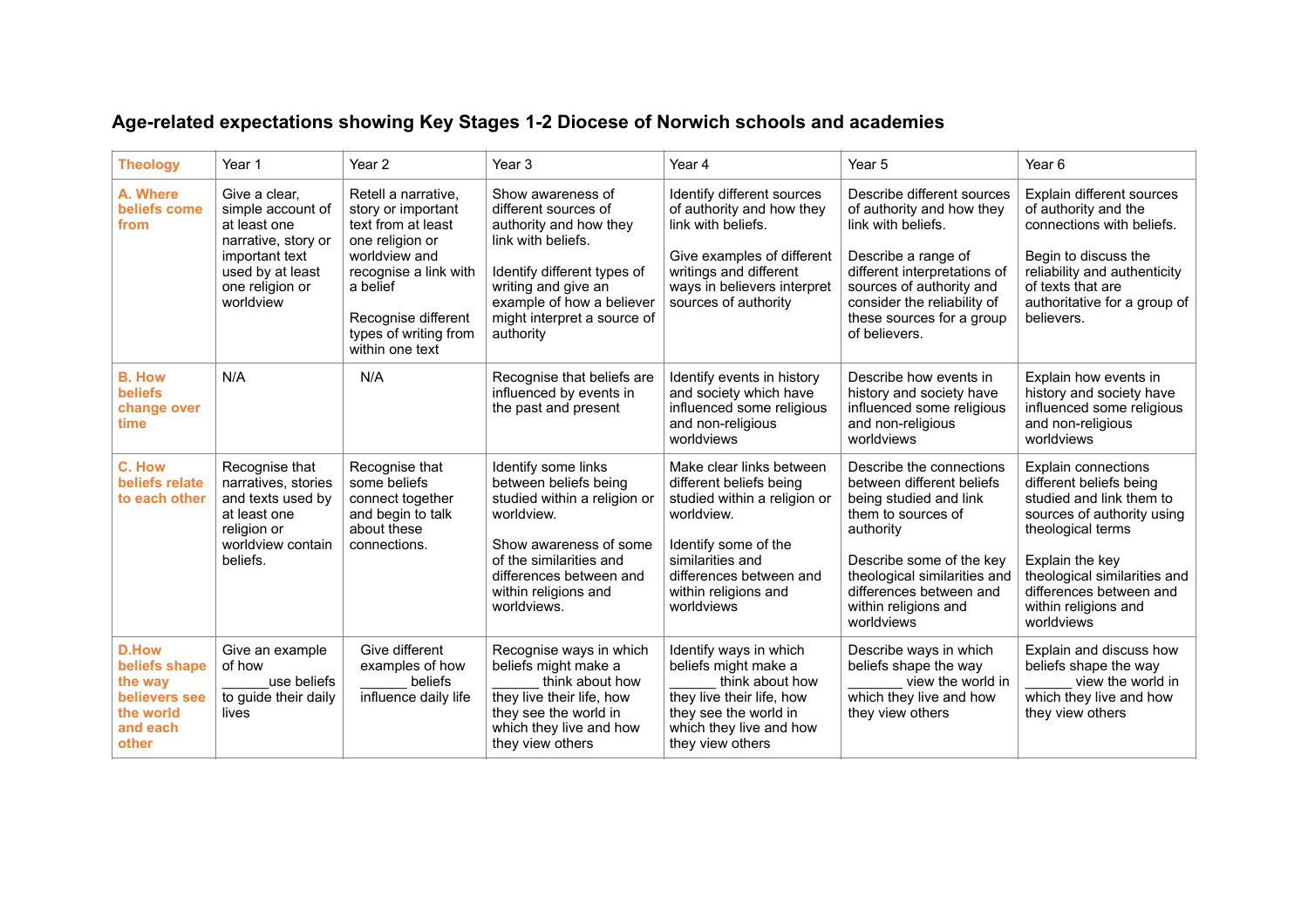# Age-related expectations showing Key Stages 1-2 Diocese of Norwich schools and academies

| Theology | Year 1 | Year 2 | Year 3 | Year 4 | Year 5 | Year 6 |
|---|---|---|---|---|---|---|
| **A. Where beliefs come from** | Give a clear, simple account of at least one narrative, story or important text used by at least one religion or worldview | Retell a narrative, story or important text from at least one religion or worldview and recognise a link with a belief<br><br>Recognise different types of writing from within one text | Show awareness of different sources of authority and how they link with beliefs.<br><br>Identify different types of writing and give an example of how a believer might interpret a source of authority | Identify different sources of authority and how they link with beliefs.<br><br>Give examples of different writings and different ways in believers interpret sources of authority | Describe different sources of authority and how they link with beliefs.<br><br>Describe a range of different interpretations of sources of authority and consider the reliability of these sources for a group of believers. | Explain different sources of authority and the connections with beliefs.<br><br>Begin to discuss the reliability and authenticity of texts that are authoritative for a group of believers. |
| **B. How beliefs change over time** | N/A | N/A | Recognise that beliefs are influenced by events in the past and present | Identify events in history and society which have influenced some religious and non-religious worldviews | Describe how events in history and society have influenced some religious and non-religious worldviews | Explain how events in history and society have influenced some religious and non-religious worldviews |
| **C. How beliefs relate to each other** | Recognise that narratives, stories and texts used by at least one religion or worldview contain beliefs. | Recognise that some beliefs connect together and begin to talk about these connections. | Identify some links between beliefs being studied within a religion or worldview.<br><br>Show awareness of some of the similarities and differences between and within religions and worldviews. | Make clear links between different beliefs being studied within a religion or worldview.<br><br>Identify some of the similarities and differences between and within religions and worldviews | Describe the connections between different beliefs being studied and link them to sources of authority<br><br>Describe some of the key theological similarities and differences between and within religions and worldviews | Explain connections different beliefs being studied and link them to sources of authority using theological terms<br><br>Explain the key theological similarities and differences between and within religions and worldviews |
| **D.How beliefs shape the way believers see the world and each other** | Give an example of how ______use beliefs to guide their daily lives | Give different examples of how ______ beliefs influence daily life | Recognise ways in which beliefs might make a ______ think about how they live their life, how they see the world in which they live and how they view others | Identify ways in which beliefs might make a ______ think about how they live their life, how they see the world in which they live and how they view others | Describe ways in which beliefs shape the way ______ view the world in which they live and how they view others | Explain and discuss how beliefs shape the way ______ view the world in which they live and how they view others |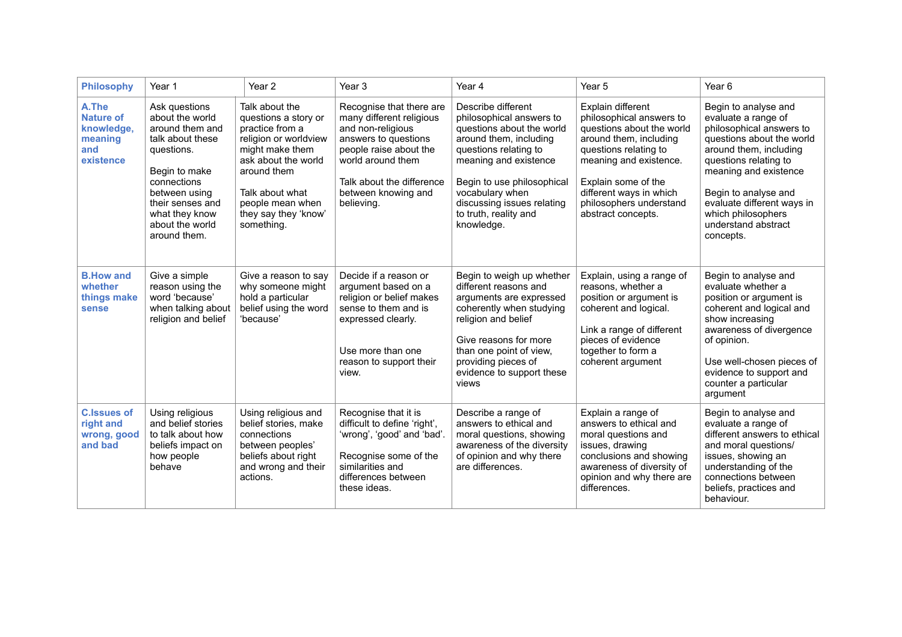| Philosophy | Year 1 | Year 2 | Year 3 | Year 4 | Year 5 | Year 6 |
|---|---|---|---|---|---|---|
| **A.The Nature of knowledge, meaning and existence** | Ask questions about the world around them and talk about these questions.<br><br>Begin to make connections between using their senses and what they know about the world around them. | Talk about the questions a story or practice from a religion or worldview might make them ask about the world around them<br><br>Talk about what people mean when they say they 'know' something. | Recognise that there are many different religious and non-religious answers to questions people raise about the world around them<br><br>Talk about the difference between knowing and believing. | Describe different philosophical answers to questions about the world around them, including questions relating to meaning and existence<br><br>Begin to use philosophical vocabulary when discussing issues relating to truth, reality and knowledge. | Explain different philosophical answers to questions about the world around them, including questions relating to meaning and existence.<br><br>Explain some of the different ways in which philosophers understand abstract concepts. | Begin to analyse and evaluate a range of philosophical answers to questions about the world around them, including questions relating to meaning and existence<br><br>Begin to analyse and evaluate different ways in which philosophers understand abstract concepts. |
| **B.How and whether things make sense** | Give a simple reason using the word 'because' when talking about religion and belief | Give a reason to say why someone might hold a particular belief using the word 'because' | Decide if a reason or argument based on a religion or belief makes sense to them and is expressed clearly.<br><br>Use more than one reason to support their view. | Begin to weigh up whether different reasons and arguments are expressed coherently when studying religion and belief<br><br>Give reasons for more than one point of view, providing pieces of evidence to support these views | Explain, using a range of reasons, whether a position or argument is coherent and logical.<br><br>Link a range of different pieces of evidence together to form a coherent argument | Begin to analyse and evaluate whether a position or argument is coherent and logical and show increasing awareness of divergence of opinion.<br><br>Use well-chosen pieces of evidence to support and counter a particular argument |
| **C.Issues of right and wrong, good and bad** | Using religious and belief stories to talk about how beliefs impact on how people behave | Using religious and belief stories, make connections between peoples' beliefs about right and wrong and their actions. | Recognise that it is difficult to define 'right', 'wrong', 'good' and 'bad'.<br><br>Recognise some of the similarities and differences between these ideas. | Describe a range of answers to ethical and moral questions, showing awareness of the diversity of opinion and why there are differences. | Explain a range of answers to ethical and moral questions and issues, drawing conclusions and showing awareness of diversity of opinion and why there are differences. | Begin to analyse and evaluate a range of different answers to ethical and moral questions/ issues, showing an understanding of the connections between beliefs, practices and behaviour. |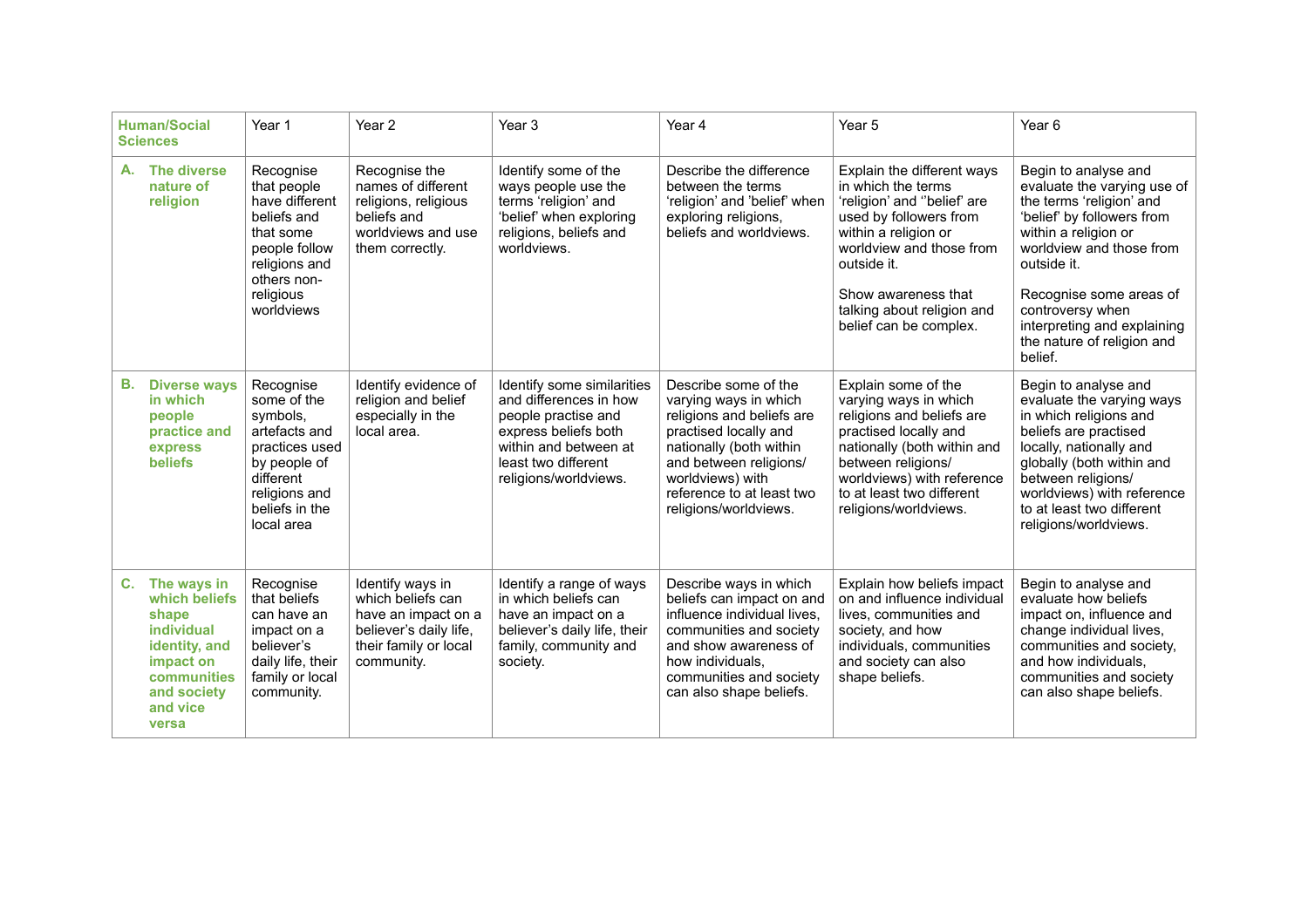| Human/Social Sciences | Year 1 | Year 2 | Year 3 | Year 4 | Year 5 | Year 6 |
|---|---|---|---|---|---|---|
| **A. The diverse nature of religion** | Recognise that people have different beliefs and that some people follow religions and others non-religious worldviews | Recognise the names of different religions, religious beliefs and worldviews and use them correctly. | Identify some of the ways people use the terms 'religion' and 'belief' when exploring religions, beliefs and worldviews. | Describe the difference between the terms 'religion' and 'belief' when exploring religions, beliefs and worldviews. | Explain the different ways in which the terms 'religion' and ''belief' are used by followers from within a religion or worldview and those from outside it.<br><br>Show awareness that talking about religion and belief can be complex. | Begin to analyse and evaluate the varying use of the terms 'religion' and 'belief' by followers from within a religion or worldview and those from outside it.<br><br>Recognise some areas of controversy when interpreting and explaining the nature of religion and belief. |
| **B. Diverse ways in which people practice and express beliefs** | Recognise some of the symbols, artefacts and practices used by people of different religions and beliefs in the local area | Identify evidence of religion and belief especially in the local area. | Identify some similarities and differences in how people practise and express beliefs both within and between at least two different religions/worldviews. | Describe some of the varying ways in which religions and beliefs are practised locally and nationally (both within and between religions/ worldviews) with reference to at least two religions/worldviews. | Explain some of the varying ways in which religions and beliefs are practised locally and nationally (both within and between religions/ worldviews) with reference to at least two different religions/worldviews. | Begin to analyse and evaluate the varying ways in which religions and beliefs are practised locally, nationally and globally (both within and between religions/ worldviews) with reference to at least two different religions/worldviews. |
| **C. The ways in which beliefs shape individual identity, and impact on communities and society and vice versa** | Recognise that beliefs can have an impact on a believer's daily life, their family or local community. | Identify ways in which beliefs can have an impact on a believer's daily life, their family or local community. | Identify a range of ways in which beliefs can have an impact on a believer's daily life, their family, community and society. | Describe ways in which beliefs can impact on and influence individual lives, communities and society and show awareness of how individuals, communities and society can also shape beliefs. | Explain how beliefs impact on and influence individual lives, communities and society, and how individuals, communities and society can also shape beliefs. | Begin to analyse and evaluate how beliefs impact on, influence and change individual lives, communities and society, and how individuals, communities and society can also shape beliefs. |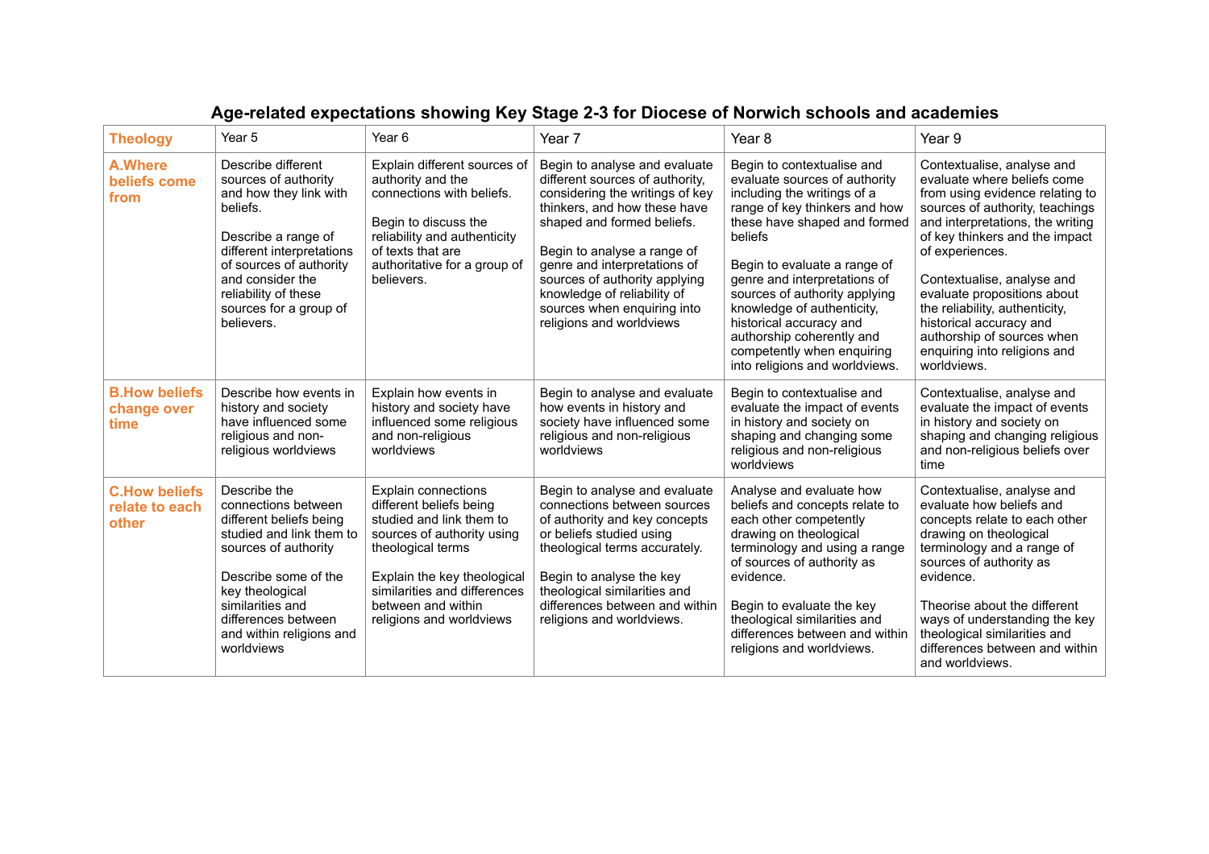# Age-related expectations showing Key Stage 2-3 for Diocese of Norwich schools and academies

| Theology | Year 5 | Year 6 | Year 7 | Year 8 | Year 9 |
|---|---|---|---|---|---|
| **A.Where beliefs come from** | Describe different sources of authority and how they link with beliefs.<br><br>Describe a range of different interpretations of sources of authority and consider the reliability of these sources for a group of believers. | Explain different sources of authority and the connections with beliefs.<br><br>Begin to discuss the reliability and authenticity of texts that are authoritative for a group of believers. | Begin to analyse and evaluate different sources of authority, considering the writings of key thinkers, and how these have shaped and formed beliefs.<br><br>Begin to analyse a range of genre and interpretations of sources of authority applying knowledge of reliability of sources when enquiring into religions and worldviews | Begin to contextualise and evaluate sources of authority including the writings of a range of key thinkers and how these have shaped and formed beliefs<br><br>Begin to evaluate a range of genre and interpretations of sources of authority applying knowledge of authenticity, historical accuracy and authorship coherently and competently when enquiring into religions and worldviews. | Contextualise, analyse and evaluate where beliefs come from using evidence relating to sources of authority, teachings and interpretations, the writing of key thinkers and the impact of experiences.<br><br>Contextualise, analyse and evaluate propositions about the reliability, authenticity, historical accuracy and authorship of sources when enquiring into religions and worldviews. |
| **B.How beliefs change over time** | Describe how events in history and society have influenced some religious and non-religious worldviews | Explain how events in history and society have influenced some religious and non-religious worldviews | Begin to analyse and evaluate how events in history and society have influenced some religious and non-religious worldviews | Begin to contextualise and evaluate the impact of events in history and society on shaping and changing some religious and non-religious worldviews | Contextualise, analyse and evaluate the impact of events in history and society on shaping and changing religious and non-religious beliefs over time |
| **C.How beliefs relate to each other** | Describe the connections between different beliefs being studied and link them to sources of authority<br><br>Describe some of the key theological similarities and differences between and within religions and worldviews | Explain connections different beliefs being studied and link them to sources of authority using theological terms<br><br>Explain the key theological similarities and differences between and within religions and worldviews | Begin to analyse and evaluate connections between sources of authority and key concepts or beliefs studied using theological terms accurately.<br><br>Begin to analyse the key theological similarities and differences between and within religions and worldviews. | Analyse and evaluate how beliefs and concepts relate to each other competently drawing on theological terminology and using a range of sources of authority as evidence.<br><br>Begin to evaluate the key theological similarities and differences between and within religions and worldviews. | Contextualise, analyse and evaluate how beliefs and concepts relate to each other drawing on theological terminology and a range of sources of authority as evidence.<br><br>Theorise about the different ways of understanding the key theological similarities and differences between and within and worldviews. |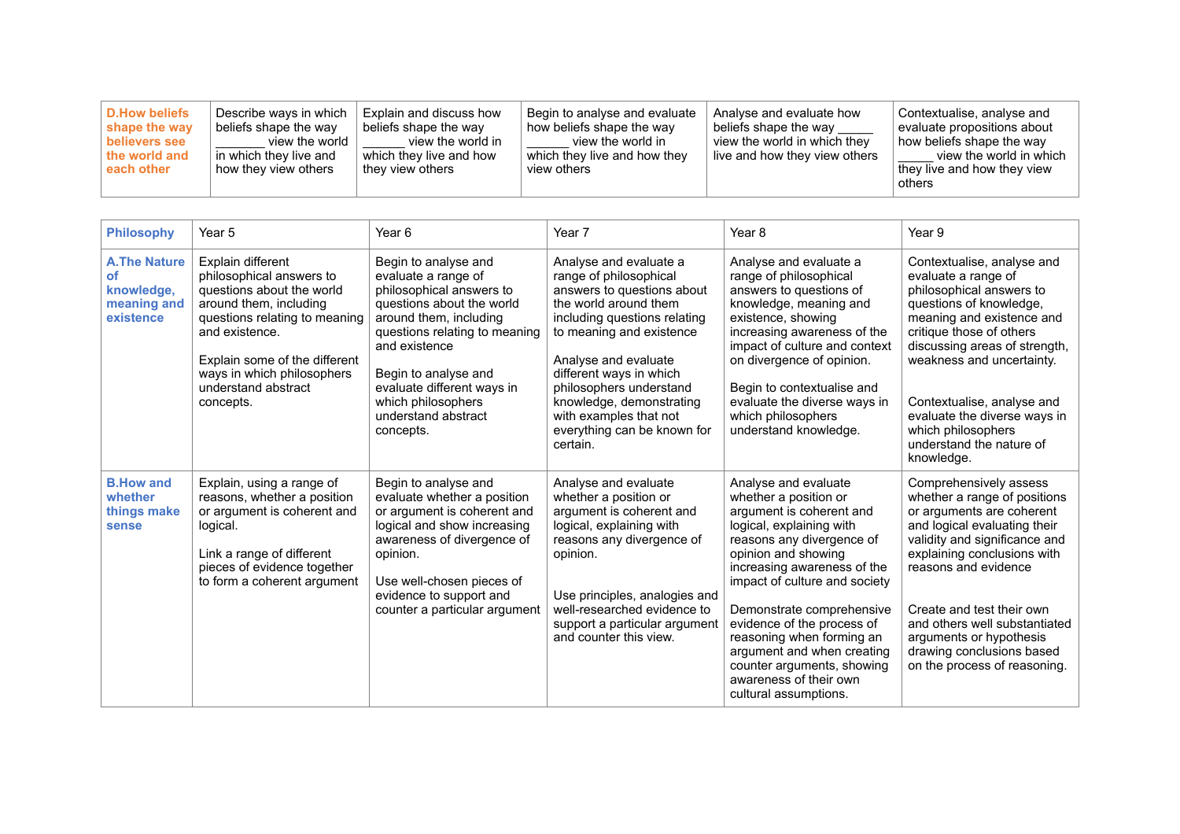| **D.How beliefs shape the way believers see the world and each other** | Describe ways in which beliefs shape the way _______ view the world in which they live and how they view others | Explain and discuss how beliefs shape the way ______ view the world in which they live and how they view others | Begin to analyse and evaluate how beliefs shape the way ______ view the world in which they live and how they view others | Analyse and evaluate how beliefs shape the way _____ view the world in which they live and how they view others | Contextualise, analyse and evaluate propositions about how beliefs shape the way _____ view the world in which they live and how they view others |
|---|---|---|---|---|---|

| **Philosophy** | Year 5 | Year 6 | Year 7 | Year 8 | Year 9 |
|---|---|---|---|---|---|
| **A.The Nature of knowledge, meaning and existence** | Explain different philosophical answers to questions about the world around them, including questions relating to meaning and existence.<br><br>Explain some of the different ways in which philosophers understand abstract concepts. | Begin to analyse and evaluate a range of philosophical answers to questions about the world around them, including questions relating to meaning and existence<br><br>Begin to analyse and evaluate different ways in which philosophers understand abstract concepts. | Analyse and evaluate a range of philosophical answers to questions about the world around them including questions relating to meaning and existence<br><br>Analyse and evaluate different ways in which philosophers understand knowledge, demonstrating with examples that not everything can be known for certain. | Analyse and evaluate a range of philosophical answers to questions of knowledge, meaning and existence, showing increasing awareness of the impact of culture and context on divergence of opinion.<br><br>Begin to contextualise and evaluate the diverse ways in which philosophers understand knowledge. | Contextualise, analyse and evaluate a range of philosophical answers to questions of knowledge, meaning and existence and critique those of others discussing areas of strength, weakness and uncertainty.<br><br>Contextualise, analyse and evaluate the diverse ways in which philosophers understand the nature of knowledge. |
| **B.How and whether things make sense** | Explain, using a range of reasons, whether a position or argument is coherent and logical.<br><br>Link a range of different pieces of evidence together to form a coherent argument | Begin to analyse and evaluate whether a position or argument is coherent and logical and show increasing awareness of divergence of opinion.<br><br>Use well-chosen pieces of evidence to support and counter a particular argument | Analyse and evaluate whether a position or argument is coherent and logical, explaining with reasons any divergence of opinion.<br><br>Use principles, analogies and well-researched evidence to support a particular argument and counter this view. | Analyse and evaluate whether a position or argument is coherent and logical, explaining with reasons any divergence of opinion and showing increasing awareness of the impact of culture and society<br><br>Demonstrate comprehensive evidence of the process of reasoning when forming an argument and when creating counter arguments, showing awareness of their own cultural assumptions. | Comprehensively assess whether a range of positions or arguments are coherent and logical evaluating their validity and significance and explaining conclusions with reasons and evidence<br><br>Create and test their own and others well substantiated arguments or hypothesis drawing conclusions based on the process of reasoning. |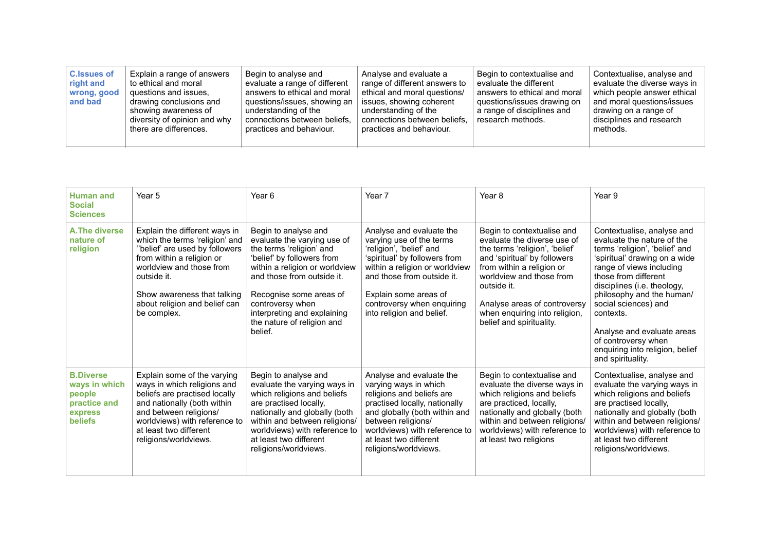| **C.Issues of right and wrong, good and bad** | Explain a range of answers to ethical and moral questions and issues, drawing conclusions and showing awareness of diversity of opinion and why there are differences. | Begin to analyse and evaluate a range of different answers to ethical and moral questions/issues, showing an understanding of the connections between beliefs, practices and behaviour. | Analyse and evaluate a range of different answers to ethical and moral questions/ issues, showing coherent understanding of the connections between beliefs, practices and behaviour. | Begin to contextualise and evaluate the different answers to ethical and moral questions/issues drawing on a range of disciplines and research methods. | Contextualise, analyse and evaluate the diverse ways in which people answer ethical and moral questions/issues drawing on a range of disciplines and research methods. |
|---|---|---|---|---|---|

| **Human and Social Sciences** | Year 5 | Year 6 | Year 7 | Year 8 | Year 9 |
|---|---|---|---|---|---|
| **A.The diverse nature of religion** | Explain the different ways in which the terms 'religion' and ''belief' are used by followers from within a religion or worldview and those from outside it.<br><br>Show awareness that talking about religion and belief can be complex. | Begin to analyse and evaluate the varying use of the terms 'religion' and 'belief' by followers from within a religion or worldview and those from outside it.<br><br>Recognise some areas of controversy when interpreting and explaining the nature of religion and belief. | Analyse and evaluate the varying use of the terms 'religion', 'belief' and 'spiritual' by followers from within a religion or worldview and those from outside it.<br><br>Explain some areas of controversy when enquiring into religion and belief. | Begin to contextualise and evaluate the diverse use of the terms 'religion', 'belief' and 'spiritual' by followers from within a religion or worldview and those from outside it.<br><br>Analyse areas of controversy when enquiring into religion, belief and spirituality. | Contextualise, analyse and evaluate the nature of the terms 'religion', 'belief' and 'spiritual' drawing on a wide range of views including those from different disciplines (i.e. theology, philosophy and the human/ social sciences) and contexts.<br><br>Analyse and evaluate areas of controversy when enquiring into religion, belief and spirituality. |
| **B.Diverse ways in which people practice and express beliefs** | Explain some of the varying ways in which religions and beliefs are practised locally and nationally (both within and between religions/ worldviews) with reference to at least two different religions/worldviews. | Begin to analyse and evaluate the varying ways in which religions and beliefs are practised locally, nationally and globally (both within and between religions/ worldviews) with reference to at least two different religions/worldviews. | Analyse and evaluate the varying ways in which religions and beliefs are practised locally, nationally and globally (both within and between religions/ worldviews) with reference to at least two different religions/worldviews. | Begin to contextualise and evaluate the diverse ways in which religions and beliefs are practiced, locally, nationally and globally (both within and between religions/ worldviews) with reference to at least two religions | Contextualise, analyse and evaluate the varying ways in which religions and beliefs are practised locally, nationally and globally (both within and between religions/ worldviews) with reference to at least two different religions/worldviews. |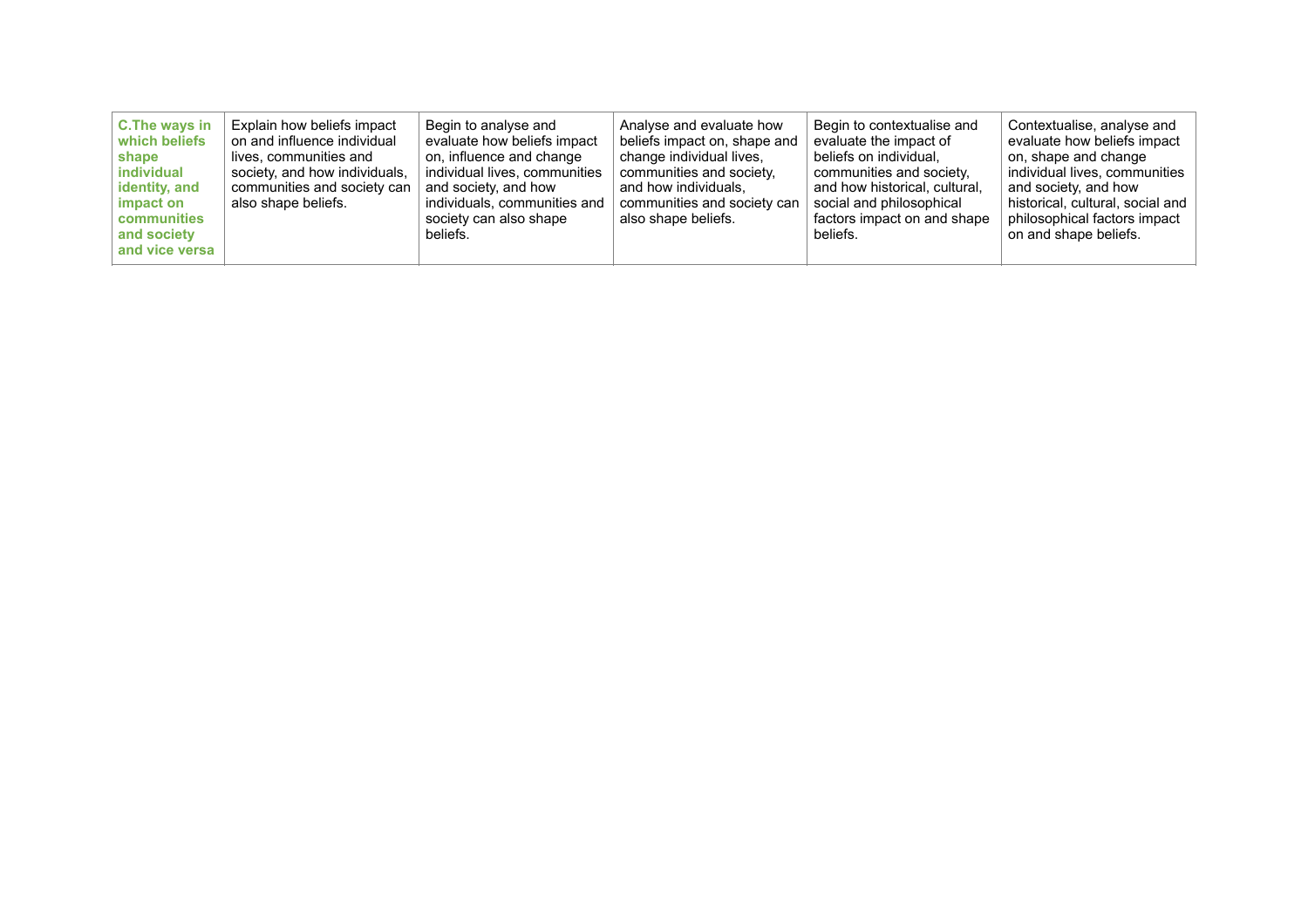| | | | | | |
|---|---|---|---|---|---|
| **C.The ways in which beliefs shape individual identity, and impact on communities and society and vice versa** | Explain how beliefs impact on and influence individual lives, communities and society, and how individuals, communities and society can also shape beliefs. | Begin to analyse and evaluate how beliefs impact on, influence and change individual lives, communities and society, and how individuals, communities and society can also shape beliefs. | Analyse and evaluate how beliefs impact on, shape and change individual lives, communities and society, and how individuals, communities and society can also shape beliefs. | Begin to contextualise and evaluate the impact of beliefs on individual, communities and society, and how historical, cultural, social and philosophical factors impact on and shape beliefs. | Contextualise, analyse and evaluate how beliefs impact on, shape and change individual lives, communities and society, and how historical, cultural, social and philosophical factors impact on and shape beliefs. |